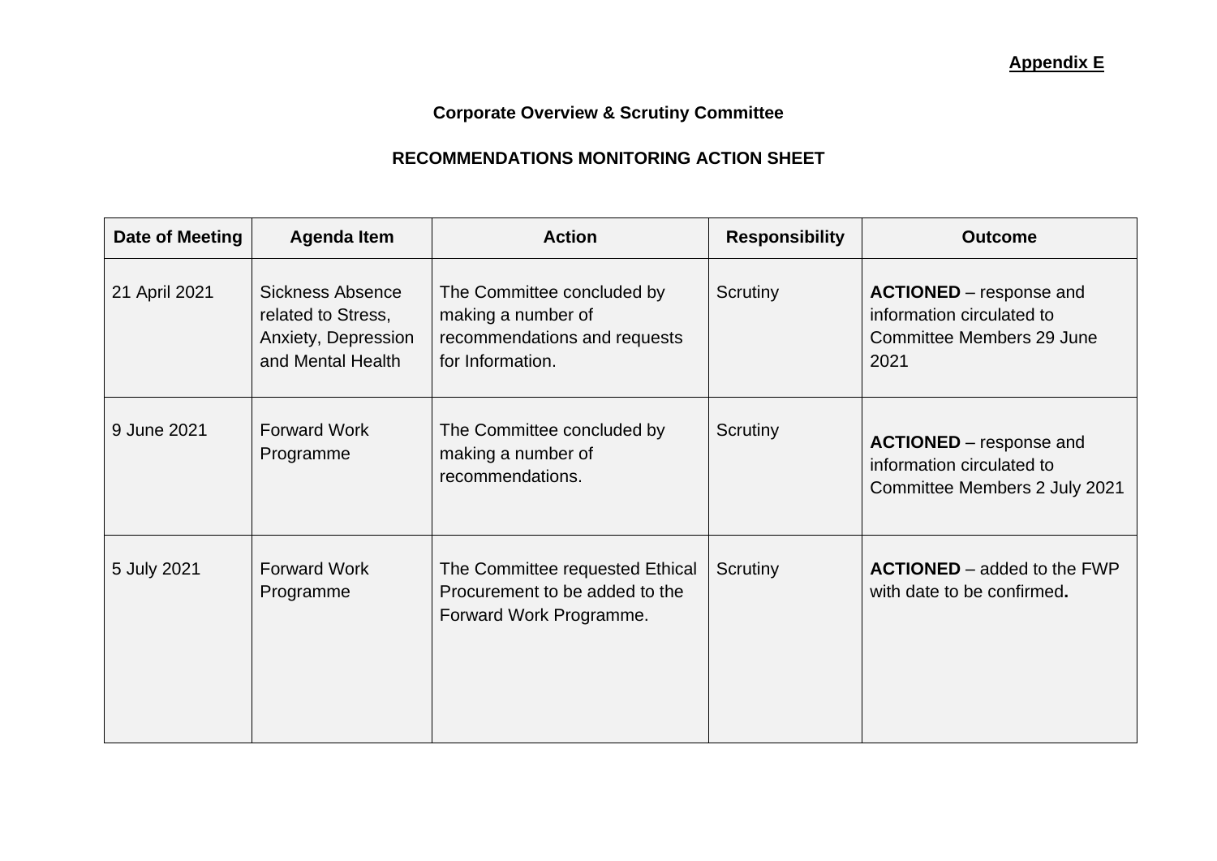**Appendix E**

**Corporate Overview & Scrutiny Committee**

**RECOMMENDATIONS MONITORING ACTION SHEET**

| Date of Meeting | Agenda Item | Action | Responsibility | Outcome |
|---|---|---|---|---|
| 21 April 2021 | Sickness Absence related to Stress, Anxiety, Depression and Mental Health | The Committee concluded by making a number of recommendations and requests for Information. | Scrutiny | **ACTIONED** – response and information circulated to Committee Members 29 June 2021 |
| 9 June 2021 | Forward Work Programme | The Committee concluded by making a number of recommendations. | Scrutiny | **ACTIONED** – response and information circulated to Committee Members 2 July 2021 |
| 5 July 2021 | Forward Work Programme | The Committee requested Ethical Procurement to be added to the Forward Work Programme. | Scrutiny | **ACTIONED** – added to the FWP with date to be confirmed**.** |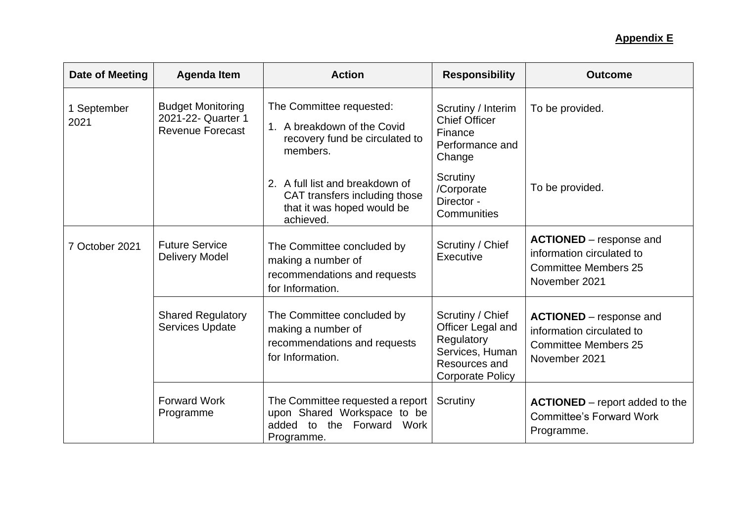**Appendix E**

| Date of Meeting | Agenda Item | Action | Responsibility | Outcome |
|---|---|---|---|---|
| 1 September 2021 | Budget Monitoring 2021-22- Quarter 1 Revenue Forecast | The Committee requested:<br>1. A breakdown of the Covid recovery fund be circulated to members. | Scrutiny / Interim Chief Officer Finance Performance and Change | To be provided. |
| | | 2. A full list and breakdown of CAT transfers including those that it was hoped would be achieved. | Scrutiny /Corporate Director - Communities | To be provided. |
| 7 October 2021 | Future Service Delivery Model | The Committee concluded by making a number of recommendations and requests for Information. | Scrutiny / Chief Executive | **ACTIONED** – response and information circulated to Committee Members 25 November 2021 |
| | Shared Regulatory Services Update | The Committee concluded by making a number of recommendations and requests for Information. | Scrutiny / Chief Officer Legal and Regulatory Services, Human Resources and Corporate Policy | **ACTIONED** – response and information circulated to Committee Members 25 November 2021 |
| | Forward Work Programme | The Committee requested a report upon Shared Workspace to be added to the Forward Work Programme. | Scrutiny | **ACTIONED** – report added to the Committee's Forward Work Programme. |